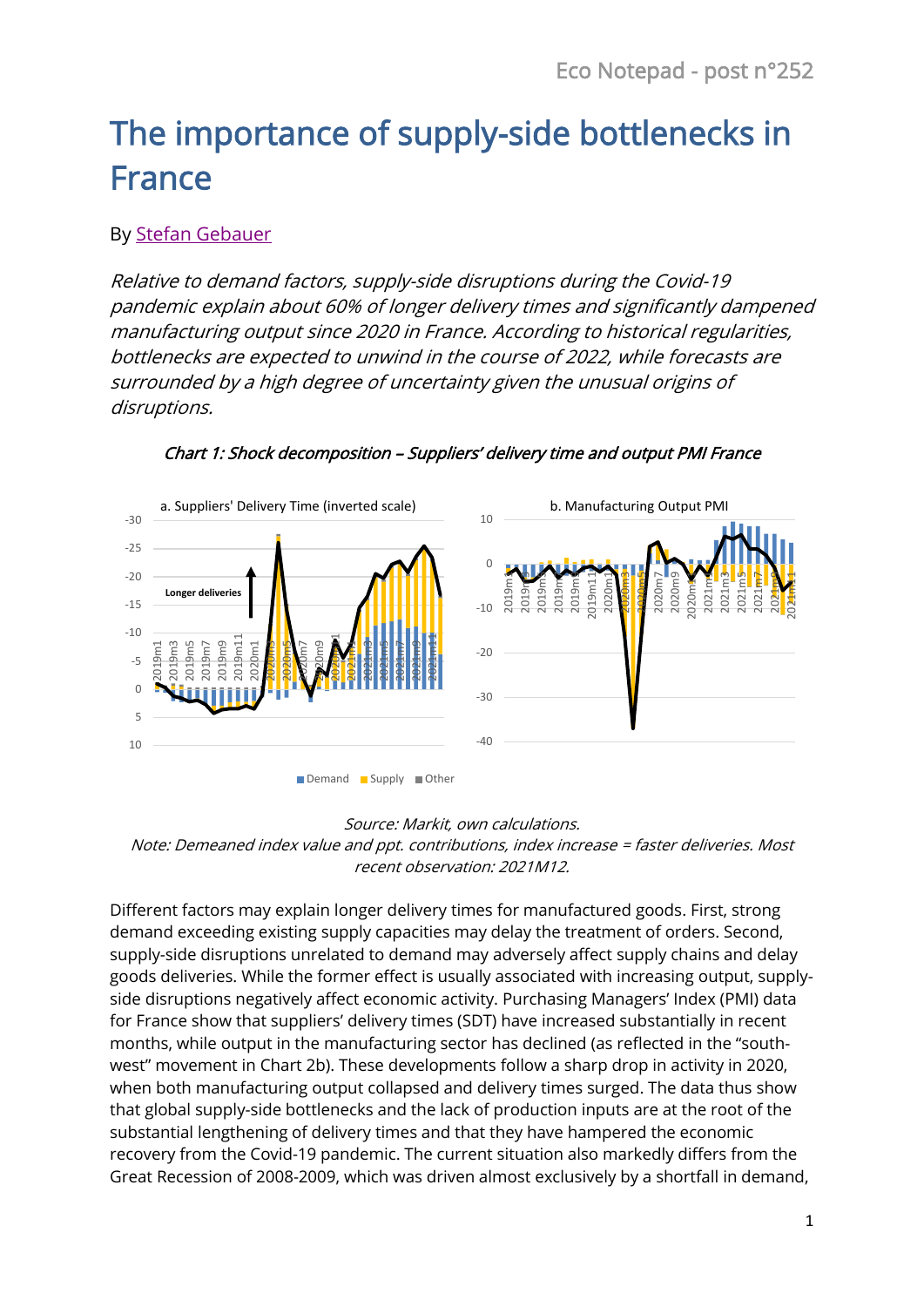# The importance of supply-side bottlenecks in France

By Stefan Gebauer

*Relative to demand factors, supply-side disruptions during the Covid-19 pandemic explain about 60% of longer delivery times and significantly dampened manufacturing output since 2020 in France. According to historical regularities, bottlenecks are expected to unwind in the course of 2022, while forecasts are surrounded by a high degree of uncertainty given the unusual origins of disruptions.*

*Chart 1: Shock decomposition – Suppliers' delivery time and output PMI France*

*Source: Markit, own calculations.*
*Note: Demeaned index value and ppt. contributions, index increase = faster deliveries. Most recent observation: 2021M12.*

Different factors may explain longer delivery times for manufactured goods. First, strong demand exceeding existing supply capacities may delay the treatment of orders. Second, supply-side disruptions unrelated to demand may adversely affect supply chains and delay goods deliveries. While the former effect is usually associated with increasing output, supply-side disruptions negatively affect economic activity. Purchasing Managers' Index (PMI) data for France show that suppliers' delivery times (SDT) have increased substantially in recent months, while output in the manufacturing sector has declined (as reflected in the "south-west" movement in Chart 2b). These developments follow a sharp drop in activity in 2020, when both manufacturing output collapsed and delivery times surged. The data thus show that global supply-side bottlenecks and the lack of production inputs are at the root of the substantial lengthening of delivery times and that they have hampered the economic recovery from the Covid-19 pandemic. The current situation also markedly differs from the Great Recession of 2008-2009, which was driven almost exclusively by a shortfall in demand,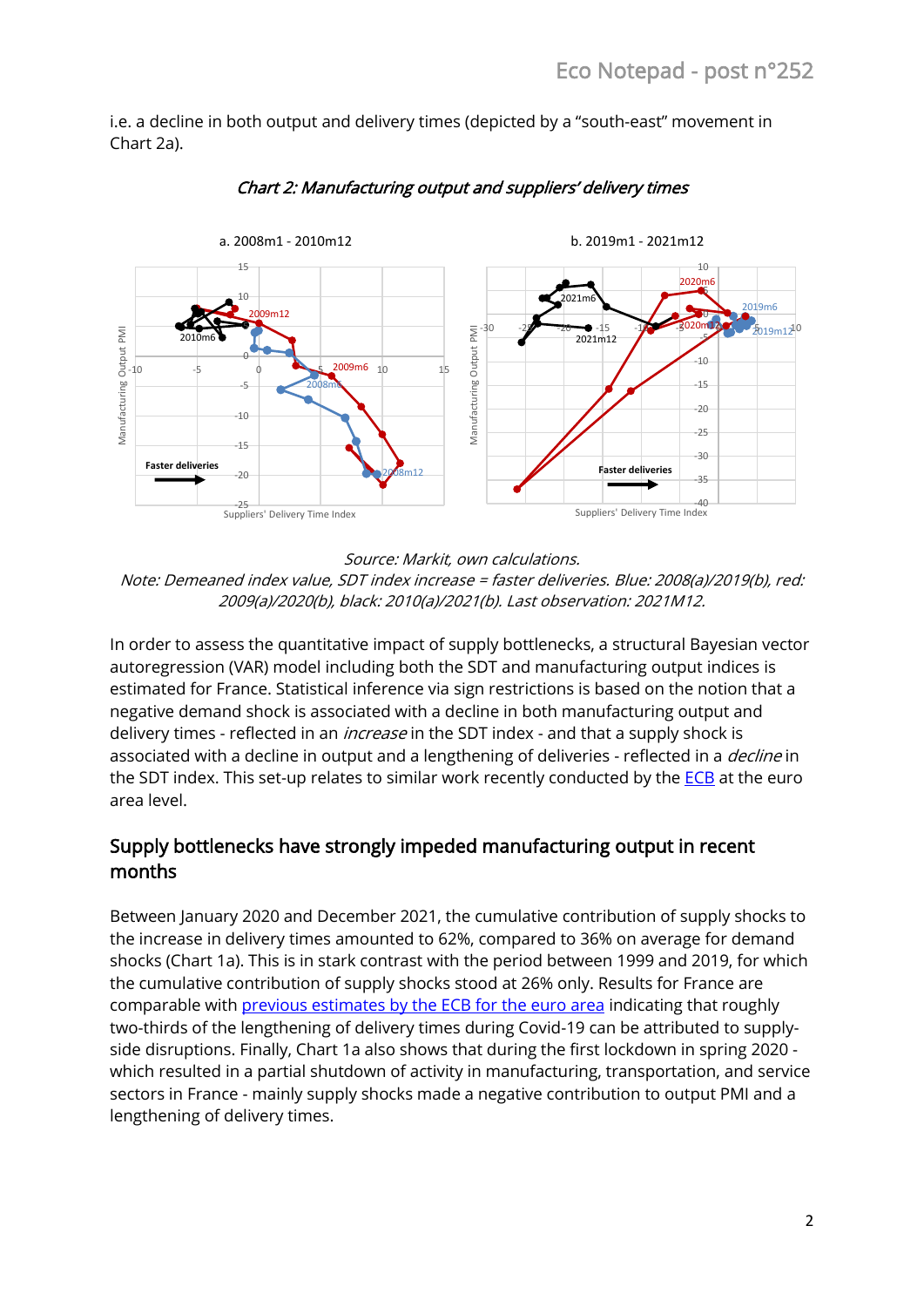i.e. a decline in both output and delivery times (depicted by a "south-east" movement in Chart 2a).

*Chart 2: Manufacturing output and suppliers' delivery times*

*Source: Markit, own calculations.*
*Note: Demeaned index value, SDT index increase = faster deliveries. Blue: 2008(a)/2019(b), red: 2009(a)/2020(b), black: 2010(a)/2021(b). Last observation: 2021M12.*

In order to assess the quantitative impact of supply bottlenecks, a structural Bayesian vector autoregression (VAR) model including both the SDT and manufacturing output indices is estimated for France. Statistical inference via sign restrictions is based on the notion that a negative demand shock is associated with a decline in both manufacturing output and delivery times - reflected in an *increase* in the SDT index - and that a supply shock is associated with a decline in output and a lengthening of deliveries - reflected in a *decline* in the SDT index. This set-up relates to similar work recently conducted by the ECB at the euro area level.

## Supply bottlenecks have strongly impeded manufacturing output in recent months

Between January 2020 and December 2021, the cumulative contribution of supply shocks to the increase in delivery times amounted to 62%, compared to 36% on average for demand shocks (Chart 1a). This is in stark contrast with the period between 1999 and 2019, for which the cumulative contribution of supply shocks stood at 26% only. Results for France are comparable with previous estimates by the ECB for the euro area indicating that roughly two-thirds of the lengthening of delivery times during Covid-19 can be attributed to supply-side disruptions. Finally, Chart 1a also shows that during the first lockdown in spring 2020 - which resulted in a partial shutdown of activity in manufacturing, transportation, and service sectors in France - mainly supply shocks made a negative contribution to output PMI and a lengthening of delivery times.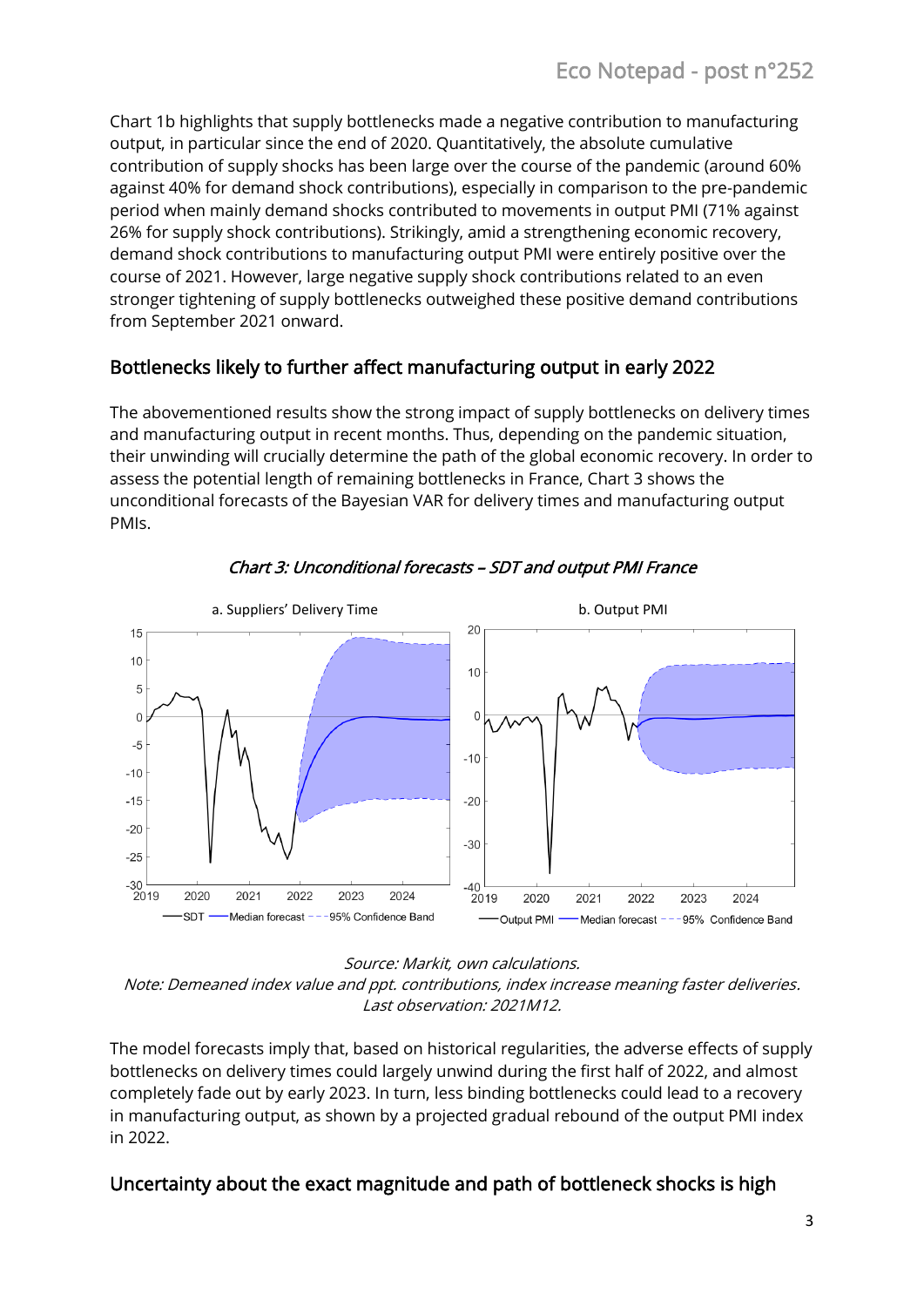Chart 1b highlights that supply bottlenecks made a negative contribution to manufacturing output, in particular since the end of 2020. Quantitatively, the absolute cumulative contribution of supply shocks has been large over the course of the pandemic (around 60% against 40% for demand shock contributions), especially in comparison to the pre-pandemic period when mainly demand shocks contributed to movements in output PMI (71% against 26% for supply shock contributions). Strikingly, amid a strengthening economic recovery, demand shock contributions to manufacturing output PMI were entirely positive over the course of 2021. However, large negative supply shock contributions related to an even stronger tightening of supply bottlenecks outweighed these positive demand contributions from September 2021 onward.

## Bottlenecks likely to further affect manufacturing output in early 2022

The abovementioned results show the strong impact of supply bottlenecks on delivery times and manufacturing output in recent months. Thus, depending on the pandemic situation, their unwinding will crucially determine the path of the global economic recovery. In order to assess the potential length of remaining bottlenecks in France, Chart 3 shows the unconditional forecasts of the Bayesian VAR for delivery times and manufacturing output PMIs.

*Chart 3: Unconditional forecasts – SDT and output PMI France*

a. Suppliers' Delivery Time

b. Output PMI

*Source: Markit, own calculations.*
*Note: Demeaned index value and ppt. contributions, index increase meaning faster deliveries.*
*Last observation: 2021M12.*

The model forecasts imply that, based on historical regularities, the adverse effects of supply bottlenecks on delivery times could largely unwind during the first half of 2022, and almost completely fade out by early 2023. In turn, less binding bottlenecks could lead to a recovery in manufacturing output, as shown by a projected gradual rebound of the output PMI index in 2022.

## Uncertainty about the exact magnitude and path of bottleneck shocks is high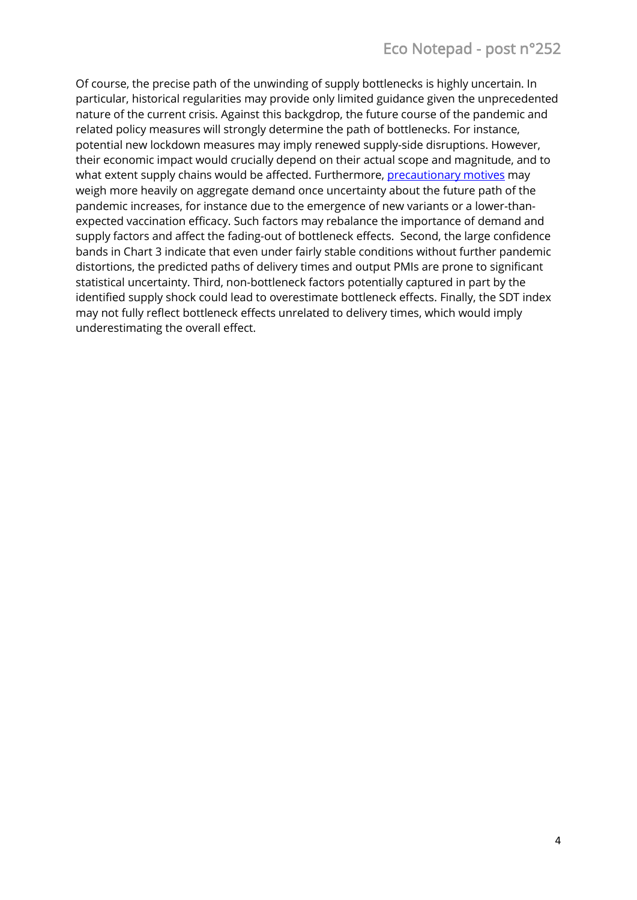Of course, the precise path of the unwinding of supply bottlenecks is highly uncertain. In particular, historical regularities may provide only limited guidance given the unprecedented nature of the current crisis. Against this backgdrop, the future course of the pandemic and related policy measures will strongly determine the path of bottlenecks. For instance, potential new lockdown measures may imply renewed supply-side disruptions. However, their economic impact would crucially depend on their actual scope and magnitude, and to what extent supply chains would be affected. Furthermore, [precautionary motives] may weigh more heavily on aggregate demand once uncertainty about the future path of the pandemic increases, for instance due to the emergence of new variants or a lower-than-expected vaccination efficacy. Such factors may rebalance the importance of demand and supply factors and affect the fading-out of bottleneck effects. Second, the large confidence bands in Chart 3 indicate that even under fairly stable conditions without further pandemic distortions, the predicted paths of delivery times and output PMIs are prone to significant statistical uncertainty. Third, non-bottleneck factors potentially captured in part by the identified supply shock could lead to overestimate bottleneck effects. Finally, the SDT index may not fully reflect bottleneck effects unrelated to delivery times, which would imply underestimating the overall effect.